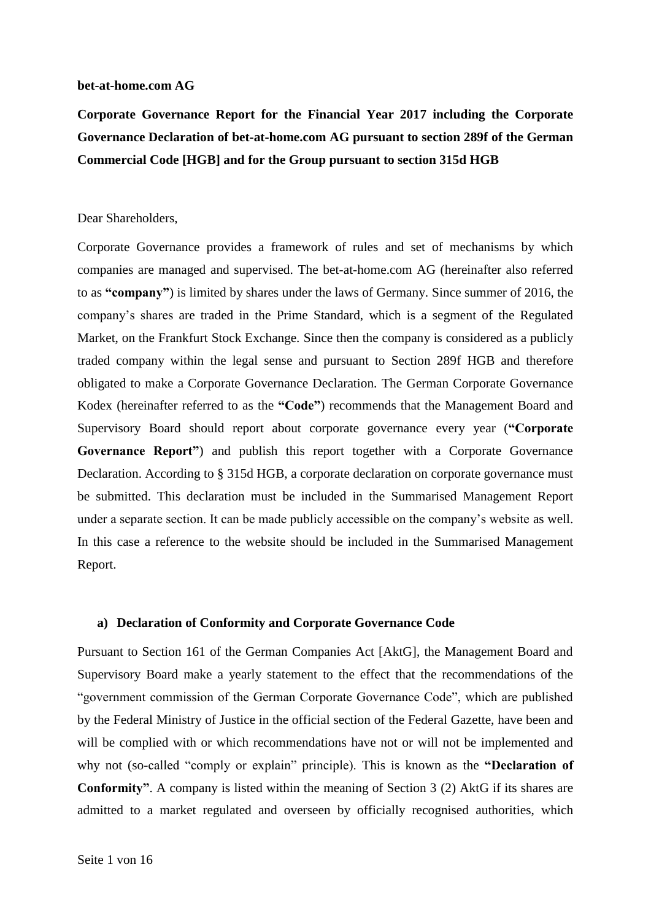**bet-at-home.com AG**

## Corporate Governance Report for the Financial Year 2017 including the Corporate Governance Declaration of bet-at-home.com AG pursuant to section 289f of the German Commercial Code [HGB] and for the Group pursuant to section 315d HGB

Dear Shareholders,

Corporate Governance provides a framework of rules and set of mechanisms by which companies are managed and supervised. The bet-at-home.com AG (hereinafter also referred to as **"company"**) is limited by shares under the laws of Germany. Since summer of 2016, the company's shares are traded in the Prime Standard, which is a segment of the Regulated Market, on the Frankfurt Stock Exchange. Since then the company is considered as a publicly traded company within the legal sense and pursuant to Section 289f HGB and therefore obligated to make a Corporate Governance Declaration. The German Corporate Governance Kodex (hereinafter referred to as the **"Code"**) recommends that the Management Board and Supervisory Board should report about corporate governance every year (**"Corporate Governance Report"**) and publish this report together with a Corporate Governance Declaration. According to § 315d HGB, a corporate declaration on corporate governance must be submitted. This declaration must be included in the Summarised Management Report under a separate section. It can be made publicly accessible on the company's website as well. In this case a reference to the website should be included in the Summarised Management Report.

### a) Declaration of Conformity and Corporate Governance Code

Pursuant to Section 161 of the German Companies Act [AktG], the Management Board and Supervisory Board make a yearly statement to the effect that the recommendations of the "government commission of the German Corporate Governance Code", which are published by the Federal Ministry of Justice in the official section of the Federal Gazette, have been and will be complied with or which recommendations have not or will not be implemented and why not (so-called "comply or explain" principle). This is known as the **"Declaration of Conformity"**. A company is listed within the meaning of Section 3 (2) AktG if its shares are admitted to a market regulated and overseen by officially recognised authorities, which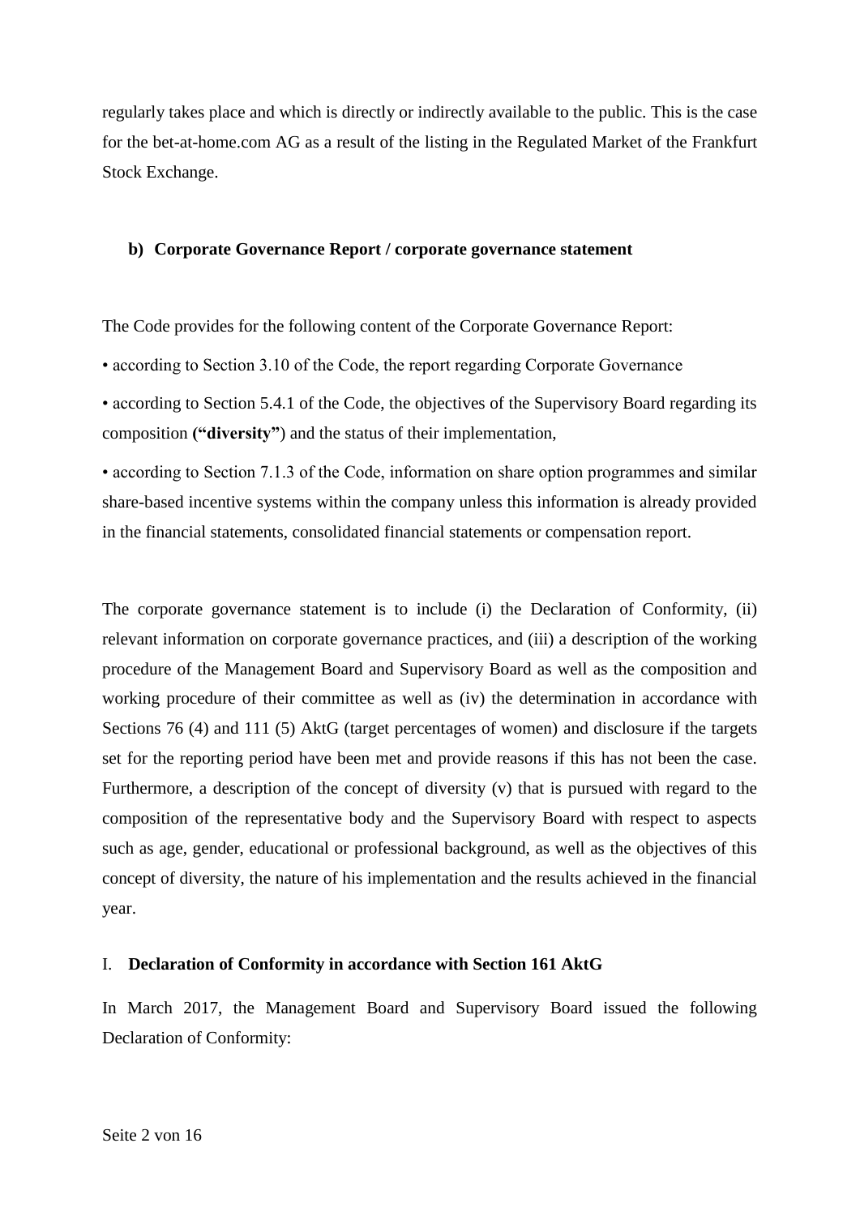regularly takes place and which is directly or indirectly available to the public. This is the case for the bet-at-home.com AG as a result of the listing in the Regulated Market of the Frankfurt Stock Exchange.

### b) Corporate Governance Report / corporate governance statement

The Code provides for the following content of the Corporate Governance Report:

- according to Section 3.10 of the Code, the report regarding Corporate Governance
- according to Section 5.4.1 of the Code, the objectives of the Supervisory Board regarding its composition **("diversity"**) and the status of their implementation,
- according to Section 7.1.3 of the Code, information on share option programmes and similar share-based incentive systems within the company unless this information is already provided in the financial statements, consolidated financial statements or compensation report.

The corporate governance statement is to include (i) the Declaration of Conformity, (ii) relevant information on corporate governance practices, and (iii) a description of the working procedure of the Management Board and Supervisory Board as well as the composition and working procedure of their committee as well as (iv) the determination in accordance with Sections 76 (4) and 111 (5) AktG (target percentages of women) and disclosure if the targets set for the reporting period have been met and provide reasons if this has not been the case. Furthermore, a description of the concept of diversity (v) that is pursued with regard to the composition of the representative body and the Supervisory Board with respect to aspects such as age, gender, educational or professional background, as well as the objectives of this concept of diversity, the nature of his implementation and the results achieved in the financial year.

## I. Declaration of Conformity in accordance with Section 161 AktG

In March 2017, the Management Board and Supervisory Board issued the following Declaration of Conformity: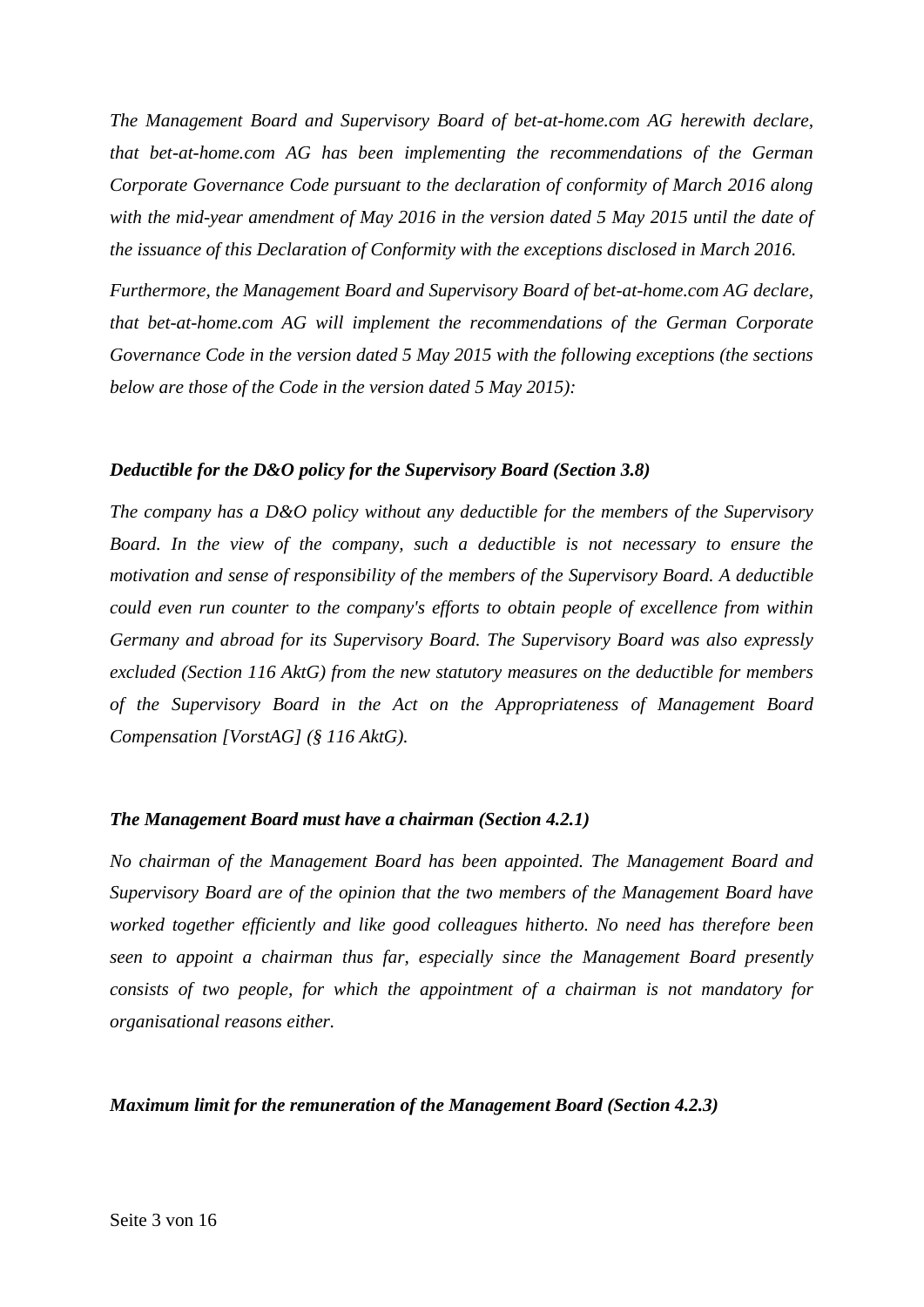*The Management Board and Supervisory Board of bet-at-home.com AG herewith declare, that bet-at-home.com AG has been implementing the recommendations of the German Corporate Governance Code pursuant to the declaration of conformity of March 2016 along with the mid-year amendment of May 2016 in the version dated 5 May 2015 until the date of the issuance of this Declaration of Conformity with the exceptions disclosed in March 2016.*

*Furthermore, the Management Board and Supervisory Board of bet-at-home.com AG declare, that bet-at-home.com AG will implement the recommendations of the German Corporate Governance Code in the version dated 5 May 2015 with the following exceptions (the sections below are those of the Code in the version dated 5 May 2015):*

***Deductible for the D&O policy for the Supervisory Board (Section 3.8)***

*The company has a D&O policy without any deductible for the members of the Supervisory Board. In the view of the company, such a deductible is not necessary to ensure the motivation and sense of responsibility of the members of the Supervisory Board. A deductible could even run counter to the company's efforts to obtain people of excellence from within Germany and abroad for its Supervisory Board. The Supervisory Board was also expressly excluded (Section 116 AktG) from the new statutory measures on the deductible for members of the Supervisory Board in the Act on the Appropriateness of Management Board Compensation [VorstAG] (§ 116 AktG).*

***The Management Board must have a chairman (Section 4.2.1)***

*No chairman of the Management Board has been appointed. The Management Board and Supervisory Board are of the opinion that the two members of the Management Board have worked together efficiently and like good colleagues hitherto. No need has therefore been seen to appoint a chairman thus far, especially since the Management Board presently consists of two people, for which the appointment of a chairman is not mandatory for organisational reasons either.*

***Maximum limit for the remuneration of the Management Board (Section 4.2.3)***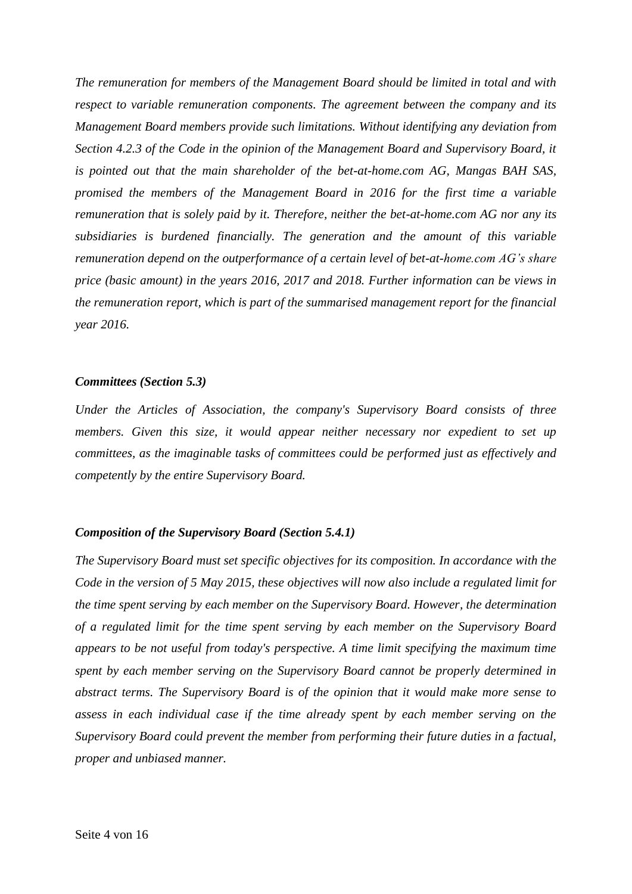*The remuneration for members of the Management Board should be limited in total and with respect to variable remuneration components. The agreement between the company and its Management Board members provide such limitations. Without identifying any deviation from Section 4.2.3 of the Code in the opinion of the Management Board and Supervisory Board, it is pointed out that the main shareholder of the bet-at-home.com AG, Mangas BAH SAS, promised the members of the Management Board in 2016 for the first time a variable remuneration that is solely paid by it. Therefore, neither the bet-at-home.com AG nor any its subsidiaries is burdened financially. The generation and the amount of this variable remuneration depend on the outperformance of a certain level of bet-at-home.com AG's share price (basic amount) in the years 2016, 2017 and 2018. Further information can be views in the remuneration report, which is part of the summarised management report for the financial year 2016.*

***Committees (Section 5.3)***

*Under the Articles of Association, the company's Supervisory Board consists of three members. Given this size, it would appear neither necessary nor expedient to set up committees, as the imaginable tasks of committees could be performed just as effectively and competently by the entire Supervisory Board.*

***Composition of the Supervisory Board (Section 5.4.1)***

*The Supervisory Board must set specific objectives for its composition. In accordance with the Code in the version of 5 May 2015, these objectives will now also include a regulated limit for the time spent serving by each member on the Supervisory Board. However, the determination of a regulated limit for the time spent serving by each member on the Supervisory Board appears to be not useful from today's perspective. A time limit specifying the maximum time spent by each member serving on the Supervisory Board cannot be properly determined in abstract terms. The Supervisory Board is of the opinion that it would make more sense to assess in each individual case if the time already spent by each member serving on the Supervisory Board could prevent the member from performing their future duties in a factual, proper and unbiased manner.*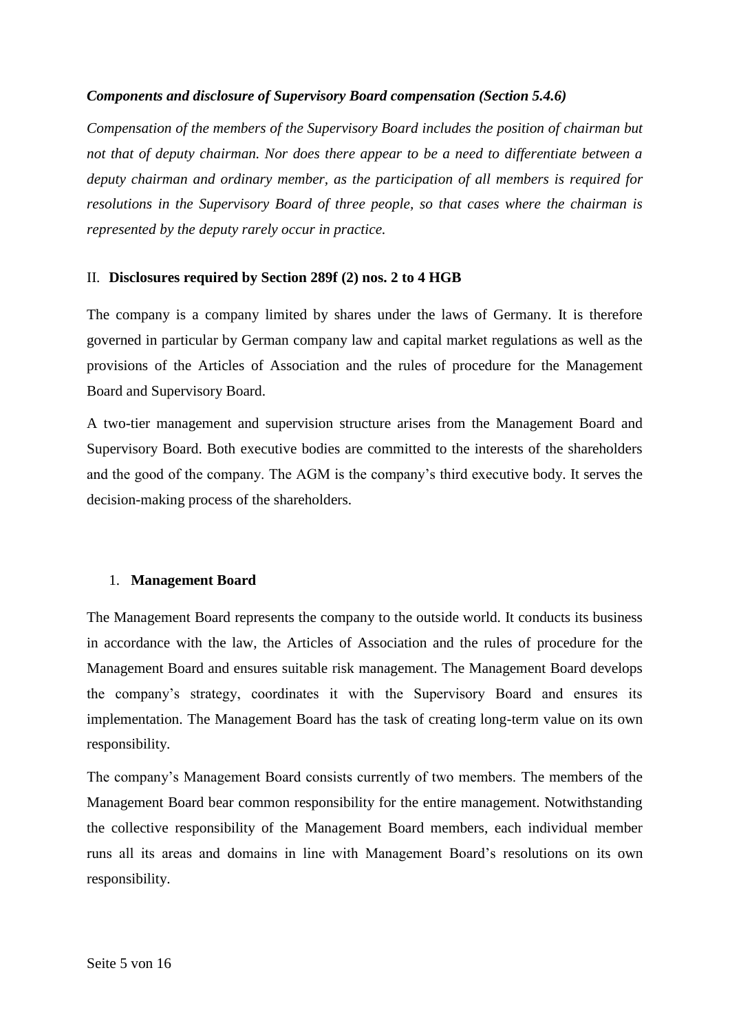***Components and disclosure of Supervisory Board compensation (Section 5.4.6)***

*Compensation of the members of the Supervisory Board includes the position of chairman but not that of deputy chairman. Nor does there appear to be a need to differentiate between a deputy chairman and ordinary member, as the participation of all members is required for resolutions in the Supervisory Board of three people, so that cases where the chairman is represented by the deputy rarely occur in practice.*

## II. **Disclosures required by Section 289f (2) nos. 2 to 4 HGB**

The company is a company limited by shares under the laws of Germany. It is therefore governed in particular by German company law and capital market regulations as well as the provisions of the Articles of Association and the rules of procedure for the Management Board and Supervisory Board.

A two-tier management and supervision structure arises from the Management Board and Supervisory Board. Both executive bodies are committed to the interests of the shareholders and the good of the company. The AGM is the company's third executive body. It serves the decision-making process of the shareholders.

### 1. **Management Board**

The Management Board represents the company to the outside world. It conducts its business in accordance with the law, the Articles of Association and the rules of procedure for the Management Board and ensures suitable risk management. The Management Board develops the company's strategy, coordinates it with the Supervisory Board and ensures its implementation. The Management Board has the task of creating long-term value on its own responsibility.

The company's Management Board consists currently of two members. The members of the Management Board bear common responsibility for the entire management. Notwithstanding the collective responsibility of the Management Board members, each individual member runs all its areas and domains in line with Management Board's resolutions on its own responsibility.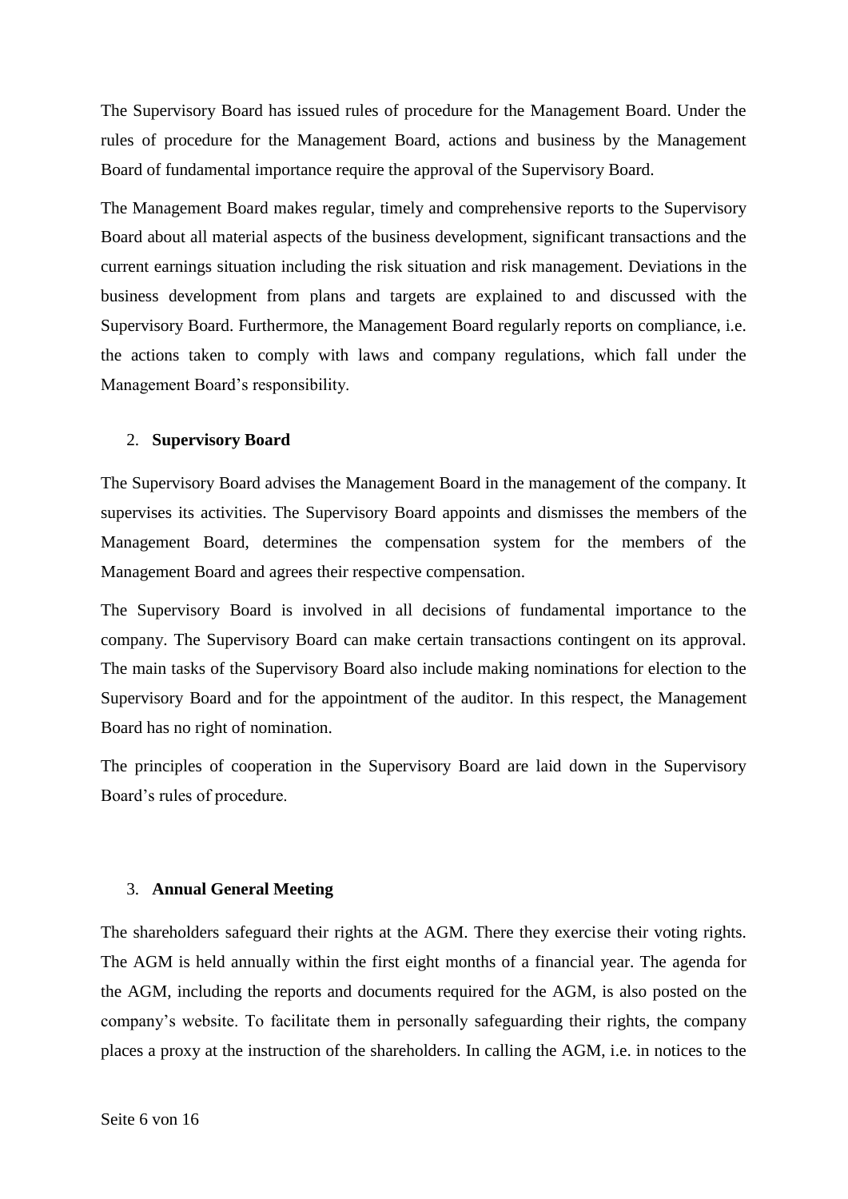The Supervisory Board has issued rules of procedure for the Management Board. Under the rules of procedure for the Management Board, actions and business by the Management Board of fundamental importance require the approval of the Supervisory Board.

The Management Board makes regular, timely and comprehensive reports to the Supervisory Board about all material aspects of the business development, significant transactions and the current earnings situation including the risk situation and risk management. Deviations in the business development from plans and targets are explained to and discussed with the Supervisory Board. Furthermore, the Management Board regularly reports on compliance, i.e. the actions taken to comply with laws and company regulations, which fall under the Management Board's responsibility.

## 2. **Supervisory Board**

The Supervisory Board advises the Management Board in the management of the company. It supervises its activities. The Supervisory Board appoints and dismisses the members of the Management Board, determines the compensation system for the members of the Management Board and agrees their respective compensation.

The Supervisory Board is involved in all decisions of fundamental importance to the company. The Supervisory Board can make certain transactions contingent on its approval. The main tasks of the Supervisory Board also include making nominations for election to the Supervisory Board and for the appointment of the auditor. In this respect, the Management Board has no right of nomination.

The principles of cooperation in the Supervisory Board are laid down in the Supervisory Board's rules of procedure.

## 3. **Annual General Meeting**

The shareholders safeguard their rights at the AGM. There they exercise their voting rights. The AGM is held annually within the first eight months of a financial year. The agenda for the AGM, including the reports and documents required for the AGM, is also posted on the company's website. To facilitate them in personally safeguarding their rights, the company places a proxy at the instruction of the shareholders. In calling the AGM, i.e. in notices to the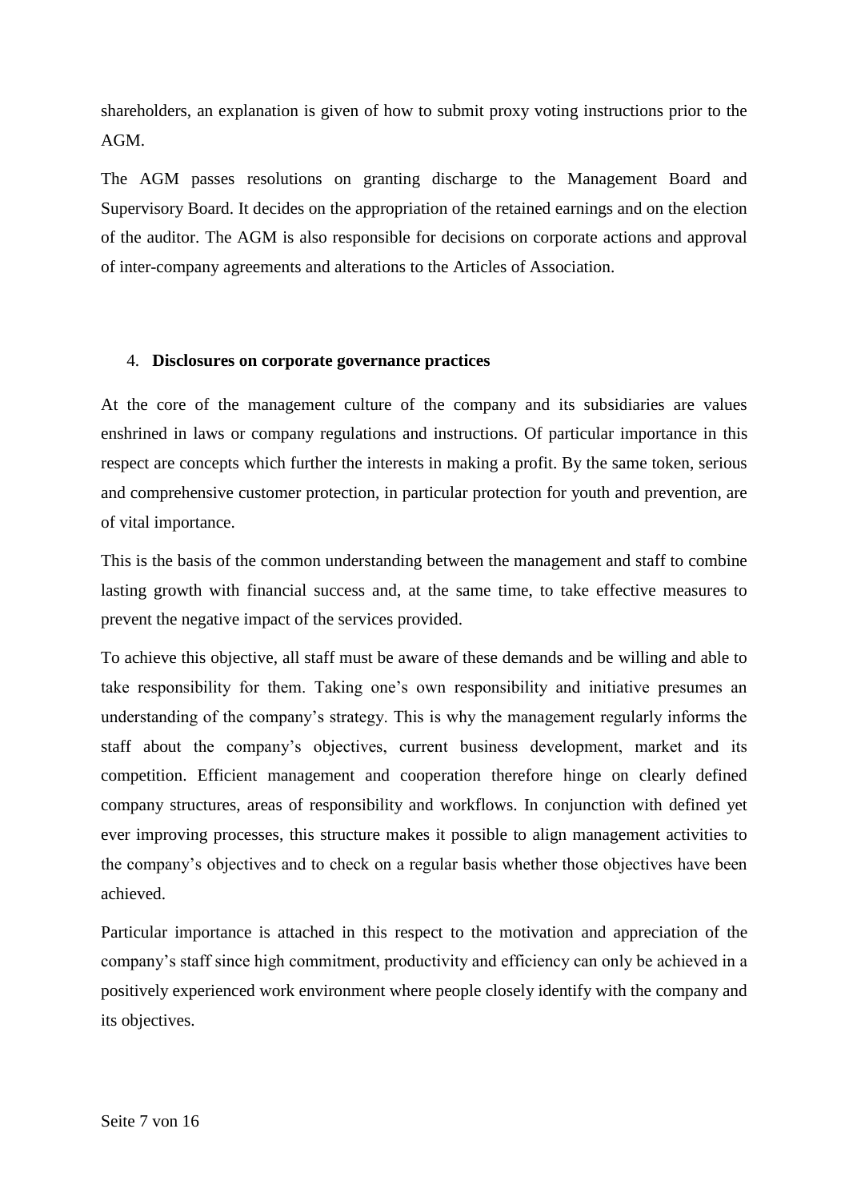shareholders, an explanation is given of how to submit proxy voting instructions prior to the AGM.

The AGM passes resolutions on granting discharge to the Management Board and Supervisory Board. It decides on the appropriation of the retained earnings and on the election of the auditor. The AGM is also responsible for decisions on corporate actions and approval of inter-company agreements and alterations to the Articles of Association.

## 4. Disclosures on corporate governance practices

At the core of the management culture of the company and its subsidiaries are values enshrined in laws or company regulations and instructions. Of particular importance in this respect are concepts which further the interests in making a profit. By the same token, serious and comprehensive customer protection, in particular protection for youth and prevention, are of vital importance.

This is the basis of the common understanding between the management and staff to combine lasting growth with financial success and, at the same time, to take effective measures to prevent the negative impact of the services provided.

To achieve this objective, all staff must be aware of these demands and be willing and able to take responsibility for them. Taking one's own responsibility and initiative presumes an understanding of the company's strategy. This is why the management regularly informs the staff about the company's objectives, current business development, market and its competition. Efficient management and cooperation therefore hinge on clearly defined company structures, areas of responsibility and workflows. In conjunction with defined yet ever improving processes, this structure makes it possible to align management activities to the company's objectives and to check on a regular basis whether those objectives have been achieved.

Particular importance is attached in this respect to the motivation and appreciation of the company's staff since high commitment, productivity and efficiency can only be achieved in a positively experienced work environment where people closely identify with the company and its objectives.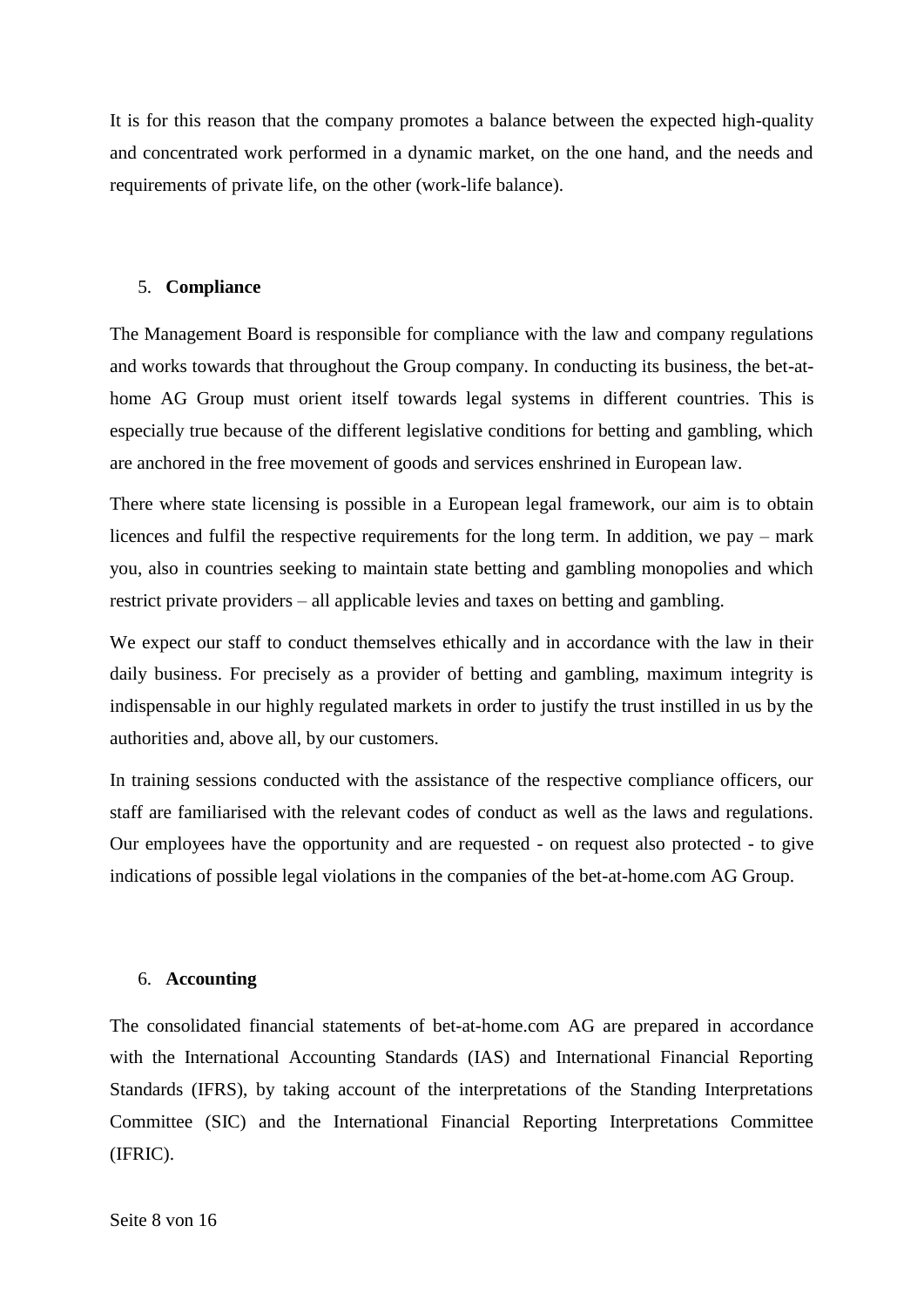It is for this reason that the company promotes a balance between the expected high-quality and concentrated work performed in a dynamic market, on the one hand, and the needs and requirements of private life, on the other (work-life balance).

## 5. Compliance

The Management Board is responsible for compliance with the law and company regulations and works towards that throughout the Group company. In conducting its business, the bet-at-home AG Group must orient itself towards legal systems in different countries. This is especially true because of the different legislative conditions for betting and gambling, which are anchored in the free movement of goods and services enshrined in European law.

There where state licensing is possible in a European legal framework, our aim is to obtain licences and fulfil the respective requirements for the long term. In addition, we pay – mark you, also in countries seeking to maintain state betting and gambling monopolies and which restrict private providers – all applicable levies and taxes on betting and gambling.

We expect our staff to conduct themselves ethically and in accordance with the law in their daily business. For precisely as a provider of betting and gambling, maximum integrity is indispensable in our highly regulated markets in order to justify the trust instilled in us by the authorities and, above all, by our customers.

In training sessions conducted with the assistance of the respective compliance officers, our staff are familiarised with the relevant codes of conduct as well as the laws and regulations. Our employees have the opportunity and are requested - on request also protected - to give indications of possible legal violations in the companies of the bet-at-home.com AG Group.

## 6. Accounting

The consolidated financial statements of bet-at-home.com AG are prepared in accordance with the International Accounting Standards (IAS) and International Financial Reporting Standards (IFRS), by taking account of the interpretations of the Standing Interpretations Committee (SIC) and the International Financial Reporting Interpretations Committee (IFRIC).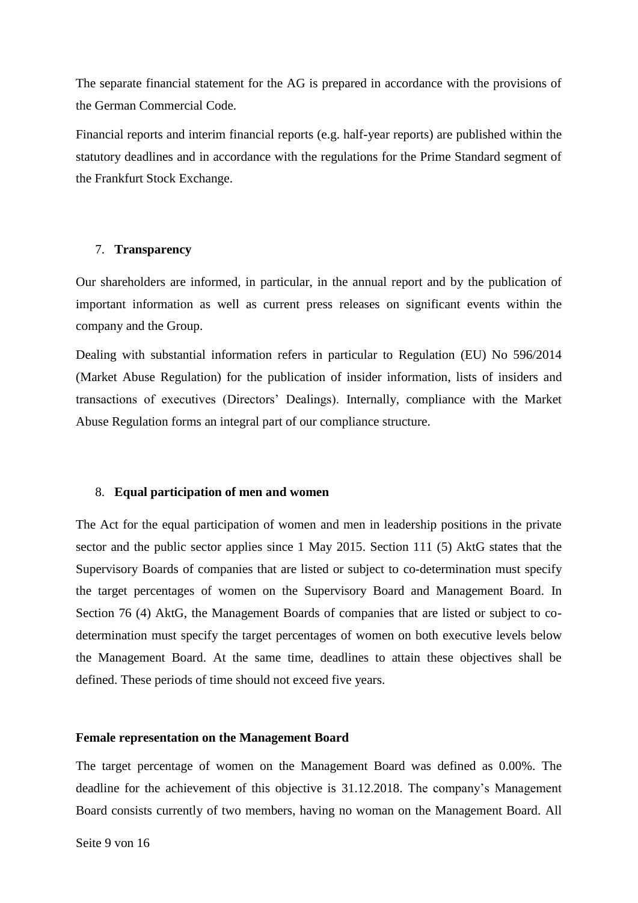The separate financial statement for the AG is prepared in accordance with the provisions of the German Commercial Code.

Financial reports and interim financial reports (e.g. half-year reports) are published within the statutory deadlines and in accordance with the regulations for the Prime Standard segment of the Frankfurt Stock Exchange.

## 7. Transparency

Our shareholders are informed, in particular, in the annual report and by the publication of important information as well as current press releases on significant events within the company and the Group.

Dealing with substantial information refers in particular to Regulation (EU) No 596/2014 (Market Abuse Regulation) for the publication of insider information, lists of insiders and transactions of executives (Directors' Dealings). Internally, compliance with the Market Abuse Regulation forms an integral part of our compliance structure.

## 8. Equal participation of men and women

The Act for the equal participation of women and men in leadership positions in the private sector and the public sector applies since 1 May 2015. Section 111 (5) AktG states that the Supervisory Boards of companies that are listed or subject to co-determination must specify the target percentages of women on the Supervisory Board and Management Board. In Section 76 (4) AktG, the Management Boards of companies that are listed or subject to co-determination must specify the target percentages of women on both executive levels below the Management Board. At the same time, deadlines to attain these objectives shall be defined. These periods of time should not exceed five years.

### Female representation on the Management Board

The target percentage of women on the Management Board was defined as 0.00%. The deadline for the achievement of this objective is 31.12.2018. The company's Management Board consists currently of two members, having no woman on the Management Board. All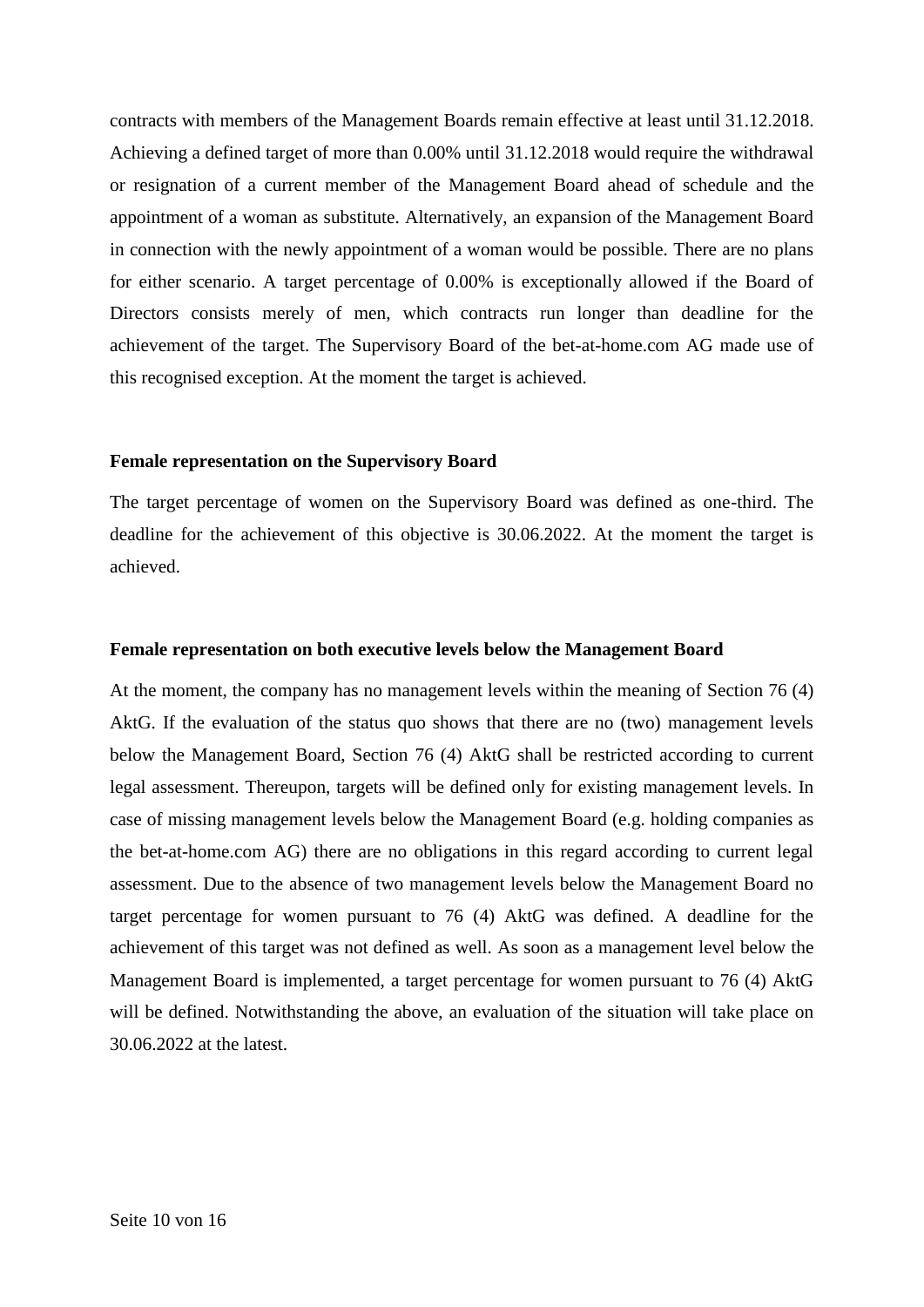contracts with members of the Management Boards remain effective at least until 31.12.2018. Achieving a defined target of more than 0.00% until 31.12.2018 would require the withdrawal or resignation of a current member of the Management Board ahead of schedule and the appointment of a woman as substitute. Alternatively, an expansion of the Management Board in connection with the newly appointment of a woman would be possible. There are no plans for either scenario. A target percentage of 0.00% is exceptionally allowed if the Board of Directors consists merely of men, which contracts run longer than deadline for the achievement of the target. The Supervisory Board of the bet-at-home.com AG made use of this recognised exception. At the moment the target is achieved.

**Female representation on the Supervisory Board**

The target percentage of women on the Supervisory Board was defined as one-third. The deadline for the achievement of this objective is 30.06.2022. At the moment the target is achieved.

**Female representation on both executive levels below the Management Board**

At the moment, the company has no management levels within the meaning of Section 76 (4) AktG. If the evaluation of the status quo shows that there are no (two) management levels below the Management Board, Section 76 (4) AktG shall be restricted according to current legal assessment. Thereupon, targets will be defined only for existing management levels. In case of missing management levels below the Management Board (e.g. holding companies as the bet-at-home.com AG) there are no obligations in this regard according to current legal assessment. Due to the absence of two management levels below the Management Board no target percentage for women pursuant to 76 (4) AktG was defined. A deadline for the achievement of this target was not defined as well. As soon as a management level below the Management Board is implemented, a target percentage for women pursuant to 76 (4) AktG will be defined. Notwithstanding the above, an evaluation of the situation will take place on 30.06.2022 at the latest.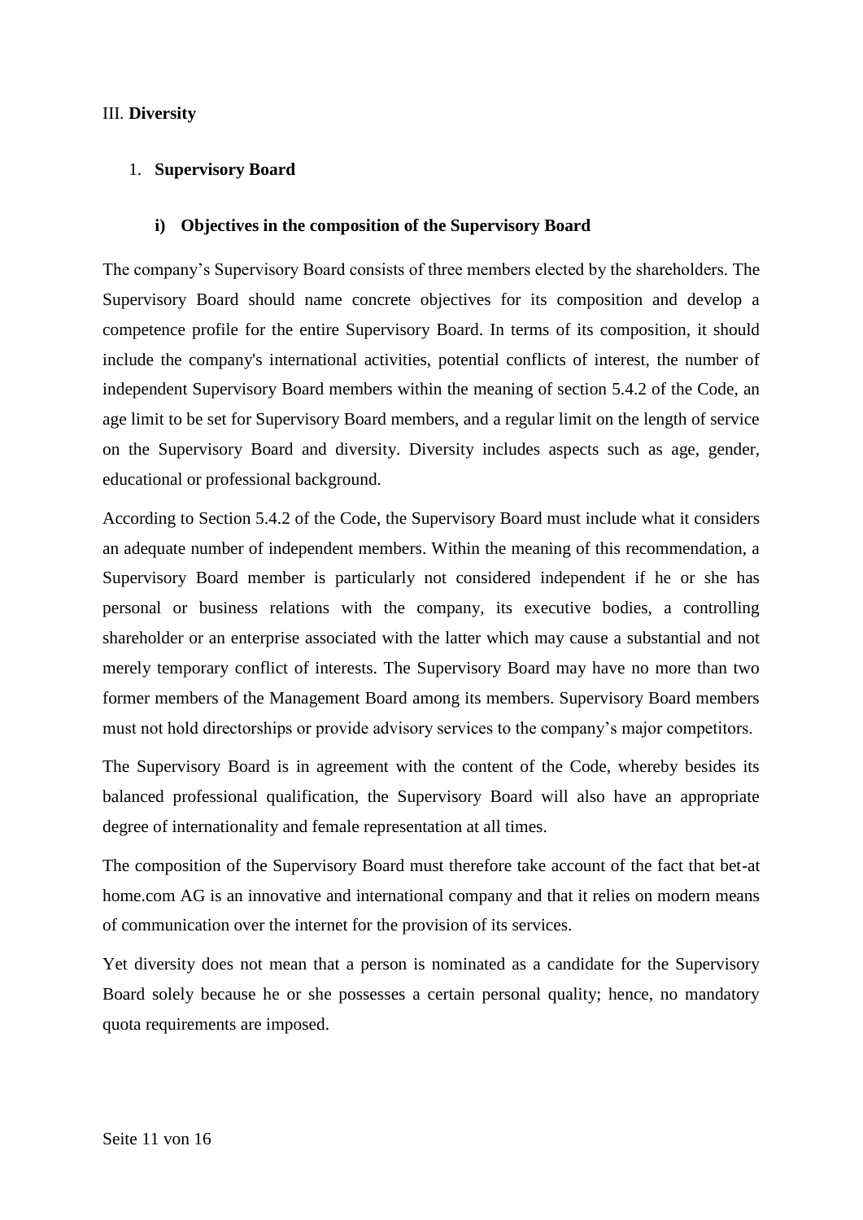## III. **Diversity**

### 1. **Supervisory Board**

#### i) **Objectives in the composition of the Supervisory Board**

The company's Supervisory Board consists of three members elected by the shareholders. The Supervisory Board should name concrete objectives for its composition and develop a competence profile for the entire Supervisory Board. In terms of its composition, it should include the company's international activities, potential conflicts of interest, the number of independent Supervisory Board members within the meaning of section 5.4.2 of the Code, an age limit to be set for Supervisory Board members, and a regular limit on the length of service on the Supervisory Board and diversity. Diversity includes aspects such as age, gender, educational or professional background.

According to Section 5.4.2 of the Code, the Supervisory Board must include what it considers an adequate number of independent members. Within the meaning of this recommendation, a Supervisory Board member is particularly not considered independent if he or she has personal or business relations with the company, its executive bodies, a controlling shareholder or an enterprise associated with the latter which may cause a substantial and not merely temporary conflict of interests. The Supervisory Board may have no more than two former members of the Management Board among its members. Supervisory Board members must not hold directorships or provide advisory services to the company's major competitors.

The Supervisory Board is in agreement with the content of the Code, whereby besides its balanced professional qualification, the Supervisory Board will also have an appropriate degree of internationality and female representation at all times.

The composition of the Supervisory Board must therefore take account of the fact that bet-at home.com AG is an innovative and international company and that it relies on modern means of communication over the internet for the provision of its services.

Yet diversity does not mean that a person is nominated as a candidate for the Supervisory Board solely because he or she possesses a certain personal quality; hence, no mandatory quota requirements are imposed.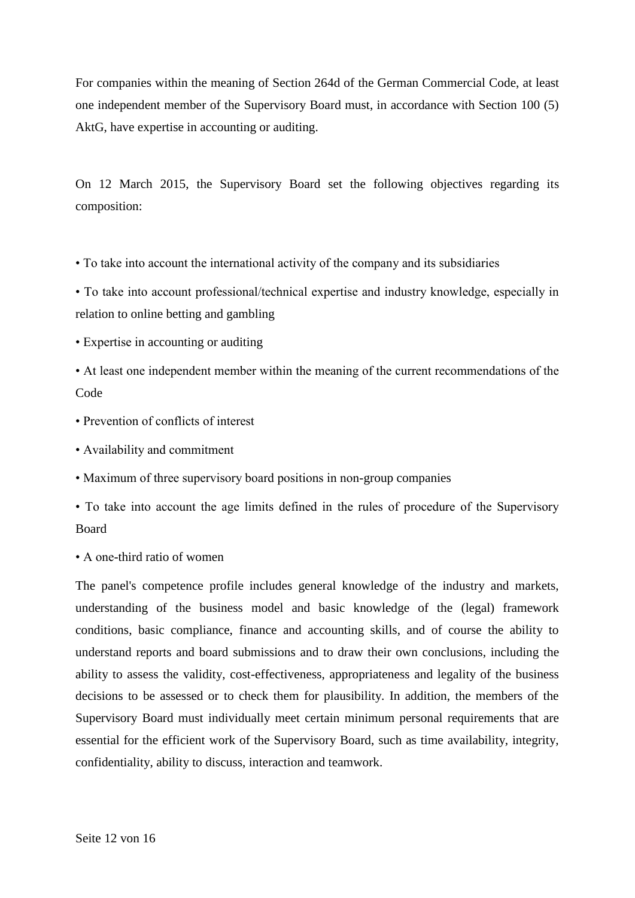For companies within the meaning of Section 264d of the German Commercial Code, at least one independent member of the Supervisory Board must, in accordance with Section 100 (5) AktG, have expertise in accounting or auditing.

On 12 March 2015, the Supervisory Board set the following objectives regarding its composition:

- To take into account the international activity of the company and its subsidiaries
- To take into account professional/technical expertise and industry knowledge, especially in relation to online betting and gambling
- Expertise in accounting or auditing
- At least one independent member within the meaning of the current recommendations of the Code
- Prevention of conflicts of interest
- Availability and commitment
- Maximum of three supervisory board positions in non-group companies
- To take into account the age limits defined in the rules of procedure of the Supervisory Board
- A one-third ratio of women

The panel's competence profile includes general knowledge of the industry and markets, understanding of the business model and basic knowledge of the (legal) framework conditions, basic compliance, finance and accounting skills, and of course the ability to understand reports and board submissions and to draw their own conclusions, including the ability to assess the validity, cost-effectiveness, appropriateness and legality of the business decisions to be assessed or to check them for plausibility. In addition, the members of the Supervisory Board must individually meet certain minimum personal requirements that are essential for the efficient work of the Supervisory Board, such as time availability, integrity, confidentiality, ability to discuss, interaction and teamwork.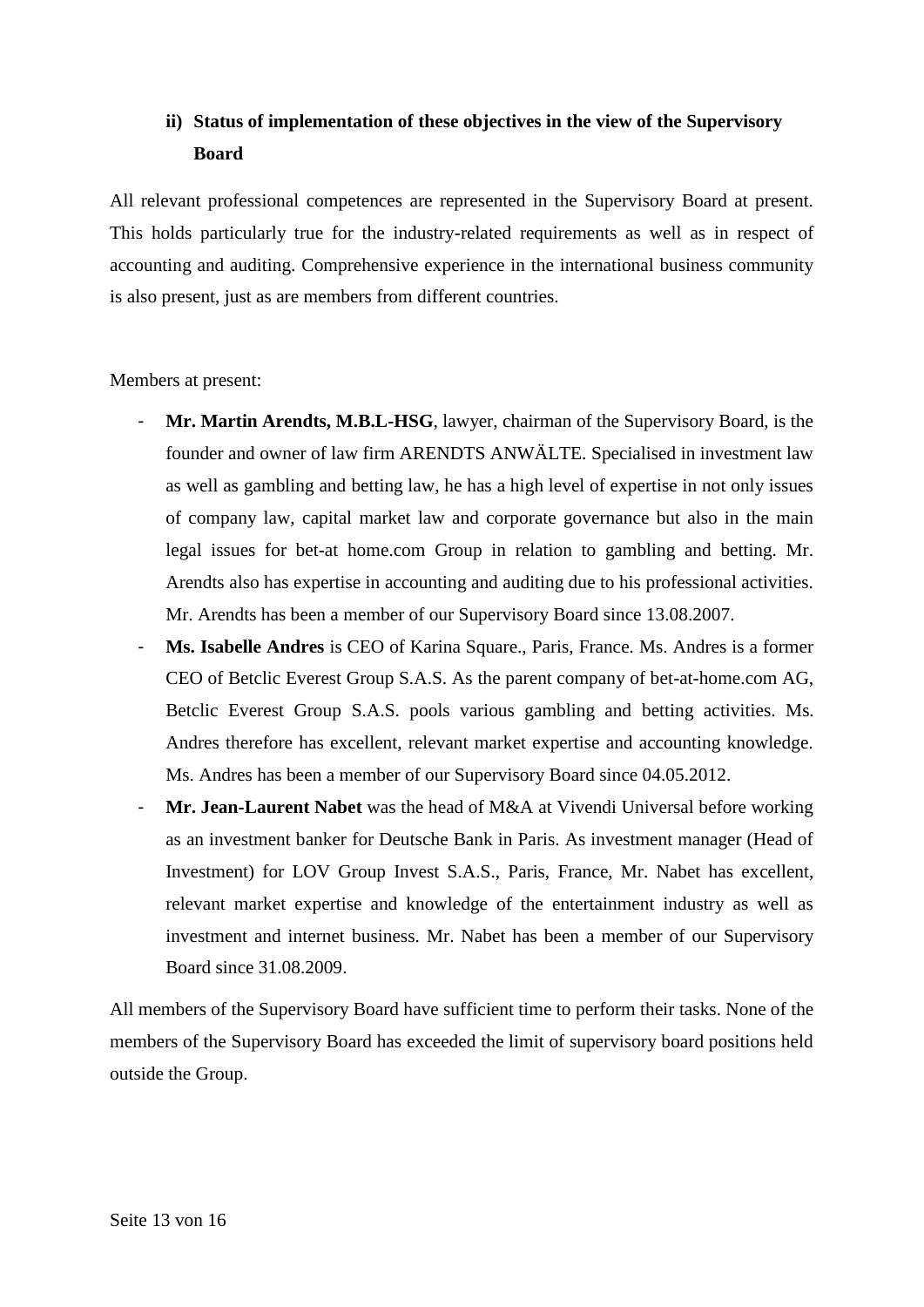### ii) Status of implementation of these objectives in the view of the Supervisory Board

All relevant professional competences are represented in the Supervisory Board at present. This holds particularly true for the industry-related requirements as well as in respect of accounting and auditing. Comprehensive experience in the international business community is also present, just as are members from different countries.

Members at present:

- **Mr. Martin Arendts, M.B.L-HSG**, lawyer, chairman of the Supervisory Board, is the founder and owner of law firm ARENDTS ANWÄLTE. Specialised in investment law as well as gambling and betting law, he has a high level of expertise in not only issues of company law, capital market law and corporate governance but also in the main legal issues for bet-at home.com Group in relation to gambling and betting. Mr. Arendts also has expertise in accounting and auditing due to his professional activities. Mr. Arendts has been a member of our Supervisory Board since 13.08.2007.
- **Ms. Isabelle Andres** is CEO of Karina Square., Paris, France. Ms. Andres is a former CEO of Betclic Everest Group S.A.S. As the parent company of bet-at-home.com AG, Betclic Everest Group S.A.S. pools various gambling and betting activities. Ms. Andres therefore has excellent, relevant market expertise and accounting knowledge. Ms. Andres has been a member of our Supervisory Board since 04.05.2012.
- **Mr. Jean-Laurent Nabet** was the head of M&A at Vivendi Universal before working as an investment banker for Deutsche Bank in Paris. As investment manager (Head of Investment) for LOV Group Invest S.A.S., Paris, France, Mr. Nabet has excellent, relevant market expertise and knowledge of the entertainment industry as well as investment and internet business. Mr. Nabet has been a member of our Supervisory Board since 31.08.2009.

All members of the Supervisory Board have sufficient time to perform their tasks. None of the members of the Supervisory Board has exceeded the limit of supervisory board positions held outside the Group.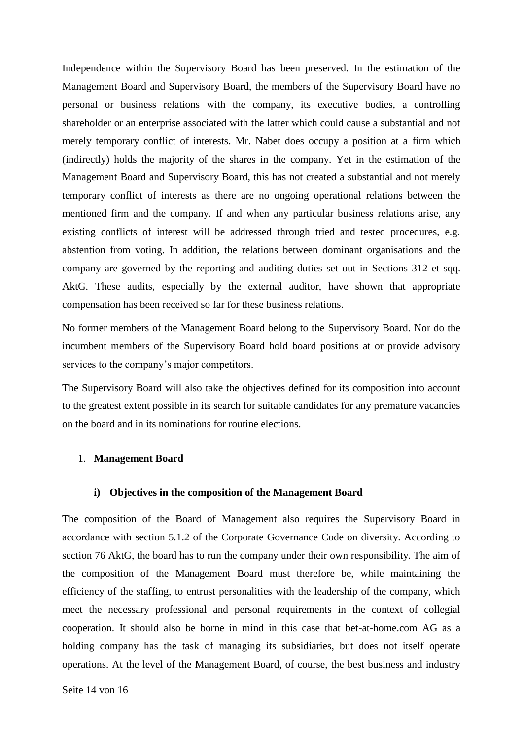Independence within the Supervisory Board has been preserved. In the estimation of the Management Board and Supervisory Board, the members of the Supervisory Board have no personal or business relations with the company, its executive bodies, a controlling shareholder or an enterprise associated with the latter which could cause a substantial and not merely temporary conflict of interests. Mr. Nabet does occupy a position at a firm which (indirectly) holds the majority of the shares in the company. Yet in the estimation of the Management Board and Supervisory Board, this has not created a substantial and not merely temporary conflict of interests as there are no ongoing operational relations between the mentioned firm and the company. If and when any particular business relations arise, any existing conflicts of interest will be addressed through tried and tested procedures, e.g. abstention from voting. In addition, the relations between dominant organisations and the company are governed by the reporting and auditing duties set out in Sections 312 et sqq. AktG. These audits, especially by the external auditor, have shown that appropriate compensation has been received so far for these business relations.

No former members of the Management Board belong to the Supervisory Board. Nor do the incumbent members of the Supervisory Board hold board positions at or provide advisory services to the company's major competitors.

The Supervisory Board will also take the objectives defined for its composition into account to the greatest extent possible in its search for suitable candidates for any premature vacancies on the board and in its nominations for routine elections.

1. **Management Board**

### i) Objectives in the composition of the Management Board

The composition of the Board of Management also requires the Supervisory Board in accordance with section 5.1.2 of the Corporate Governance Code on diversity. According to section 76 AktG, the board has to run the company under their own responsibility. The aim of the composition of the Management Board must therefore be, while maintaining the efficiency of the staffing, to entrust personalities with the leadership of the company, which meet the necessary professional and personal requirements in the context of collegial cooperation. It should also be borne in mind in this case that bet-at-home.com AG as a holding company has the task of managing its subsidiaries, but does not itself operate operations. At the level of the Management Board, of course, the best business and industry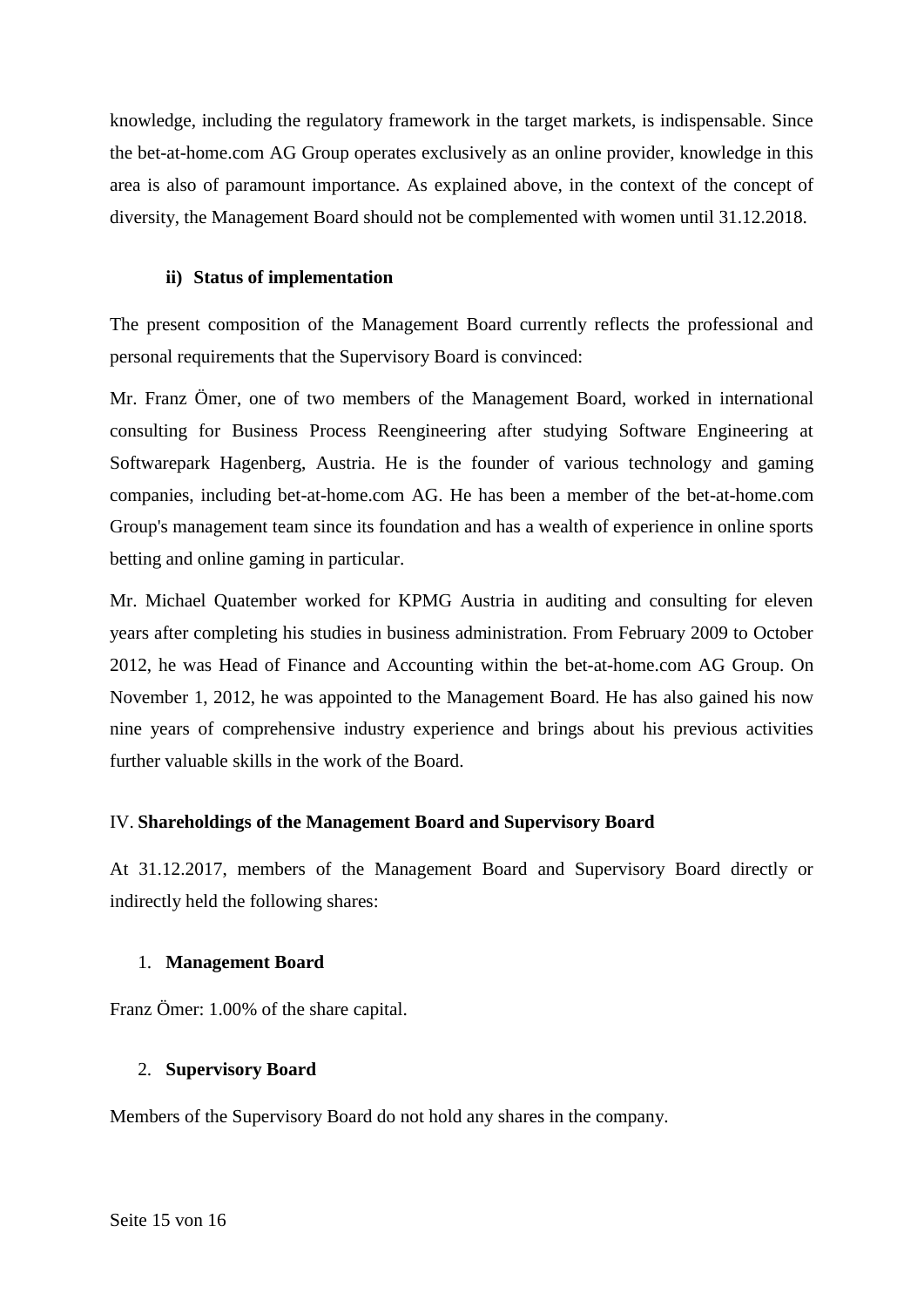knowledge, including the regulatory framework in the target markets, is indispensable. Since the bet-at-home.com AG Group operates exclusively as an online provider, knowledge in this area is also of paramount importance. As explained above, in the context of the concept of diversity, the Management Board should not be complemented with women until 31.12.2018.

#### ii) Status of implementation

The present composition of the Management Board currently reflects the professional and personal requirements that the Supervisory Board is convinced:

Mr. Franz Ömer, one of two members of the Management Board, worked in international consulting for Business Process Reengineering after studying Software Engineering at Softwarepark Hagenberg, Austria. He is the founder of various technology and gaming companies, including bet-at-home.com AG. He has been a member of the bet-at-home.com Group's management team since its foundation and has a wealth of experience in online sports betting and online gaming in particular.

Mr. Michael Quatember worked for KPMG Austria in auditing and consulting for eleven years after completing his studies in business administration. From February 2009 to October 2012, he was Head of Finance and Accounting within the bet-at-home.com AG Group. On November 1, 2012, he was appointed to the Management Board. He has also gained his now nine years of comprehensive industry experience and brings about his previous activities further valuable skills in the work of the Board.

## IV. Shareholdings of the Management Board and Supervisory Board

At 31.12.2017, members of the Management Board and Supervisory Board directly or indirectly held the following shares:

### 1. Management Board

Franz Ömer: 1.00% of the share capital.

### 2. Supervisory Board

Members of the Supervisory Board do not hold any shares in the company.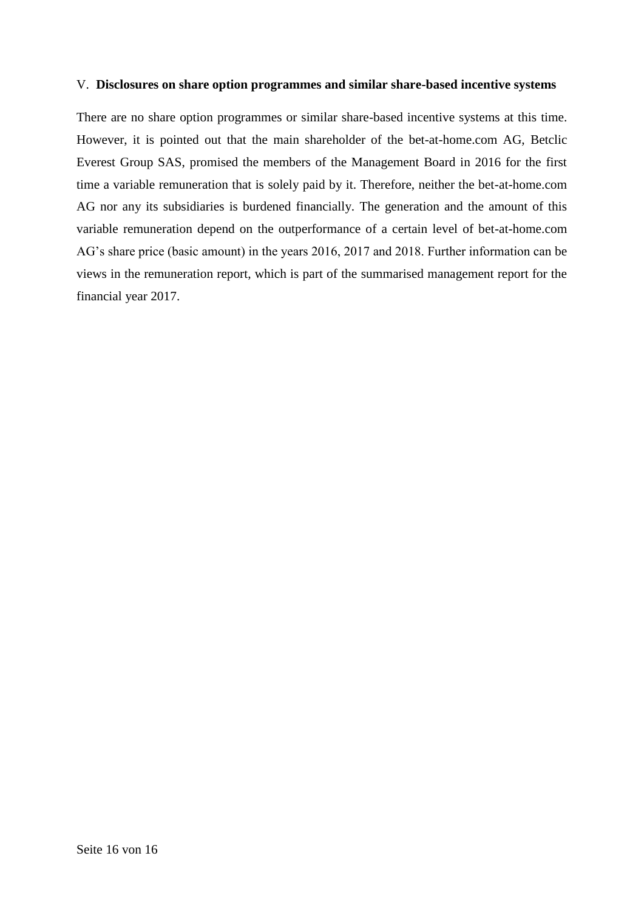V. **Disclosures on share option programmes and similar share-based incentive systems**

There are no share option programmes or similar share-based incentive systems at this time. However, it is pointed out that the main shareholder of the bet-at-home.com AG, Betclic Everest Group SAS, promised the members of the Management Board in 2016 for the first time a variable remuneration that is solely paid by it. Therefore, neither the bet-at-home.com AG nor any its subsidiaries is burdened financially. The generation and the amount of this variable remuneration depend on the outperformance of a certain level of bet-at-home.com AG's share price (basic amount) in the years 2016, 2017 and 2018. Further information can be views in the remuneration report, which is part of the summarised management report for the financial year 2017.